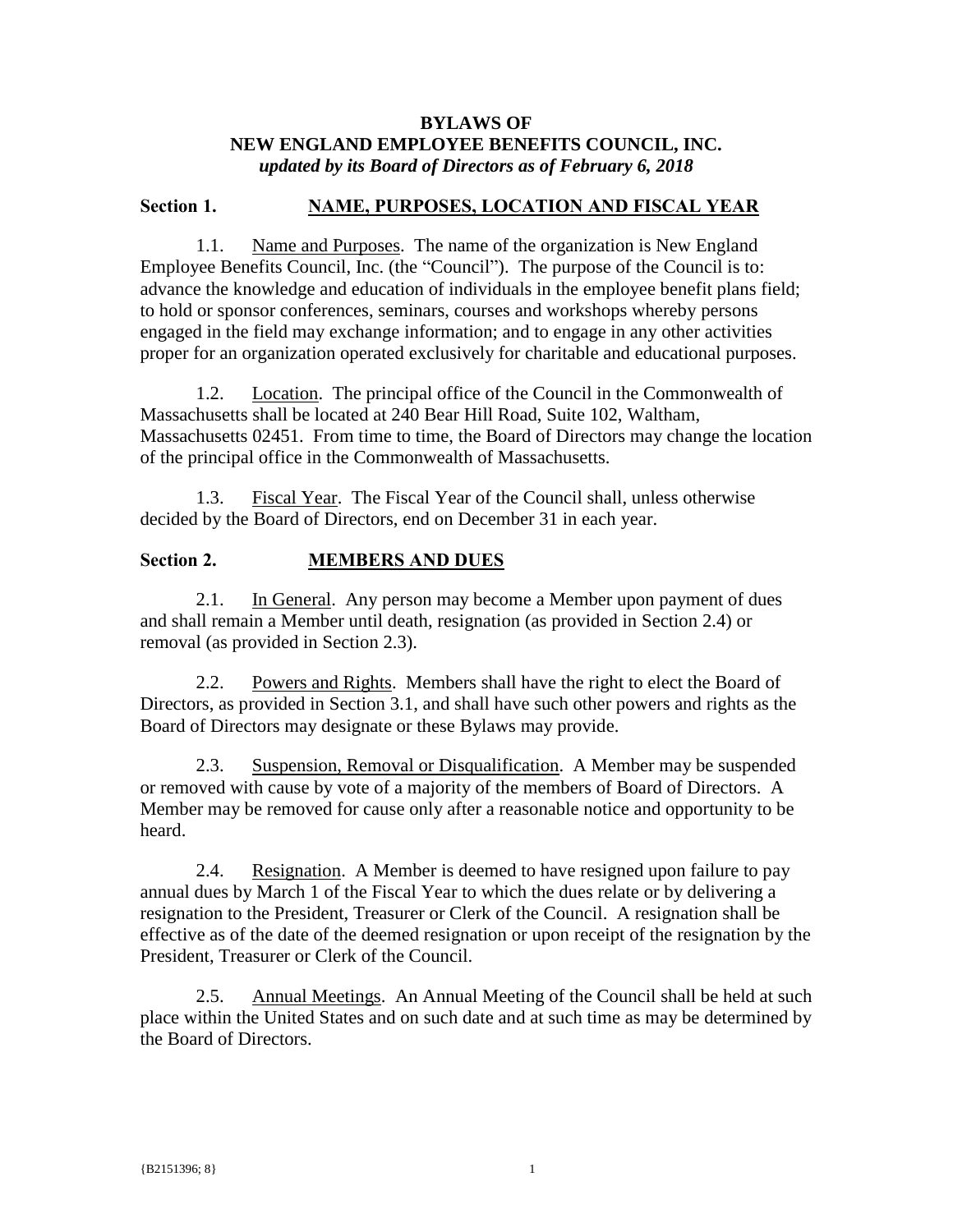# BYLAWS OF
# NEW ENGLAND EMPLOYEE BENEFITS COUNCIL, INC.
***updated by its Board of Directors as of February 6, 2018***

## Section 1. NAME, PURPOSES, LOCATION AND FISCAL YEAR

1.1. Name and Purposes. The name of the organization is New England Employee Benefits Council, Inc. (the "Council"). The purpose of the Council is to: advance the knowledge and education of individuals in the employee benefit plans field; to hold or sponsor conferences, seminars, courses and workshops whereby persons engaged in the field may exchange information; and to engage in any other activities proper for an organization operated exclusively for charitable and educational purposes.

1.2. Location. The principal office of the Council in the Commonwealth of Massachusetts shall be located at 240 Bear Hill Road, Suite 102, Waltham, Massachusetts 02451. From time to time, the Board of Directors may change the location of the principal office in the Commonwealth of Massachusetts.

1.3. Fiscal Year. The Fiscal Year of the Council shall, unless otherwise decided by the Board of Directors, end on December 31 in each year.

## Section 2. MEMBERS AND DUES

2.1. In General. Any person may become a Member upon payment of dues and shall remain a Member until death, resignation (as provided in Section 2.4) or removal (as provided in Section 2.3).

2.2. Powers and Rights. Members shall have the right to elect the Board of Directors, as provided in Section 3.1, and shall have such other powers and rights as the Board of Directors may designate or these Bylaws may provide.

2.3. Suspension, Removal or Disqualification. A Member may be suspended or removed with cause by vote of a majority of the members of Board of Directors. A Member may be removed for cause only after a reasonable notice and opportunity to be heard.

2.4. Resignation. A Member is deemed to have resigned upon failure to pay annual dues by March 1 of the Fiscal Year to which the dues relate or by delivering a resignation to the President, Treasurer or Clerk of the Council. A resignation shall be effective as of the date of the deemed resignation or upon receipt of the resignation by the President, Treasurer or Clerk of the Council.

2.5. Annual Meetings. An Annual Meeting of the Council shall be held at such place within the United States and on such date and at such time as may be determined by the Board of Directors.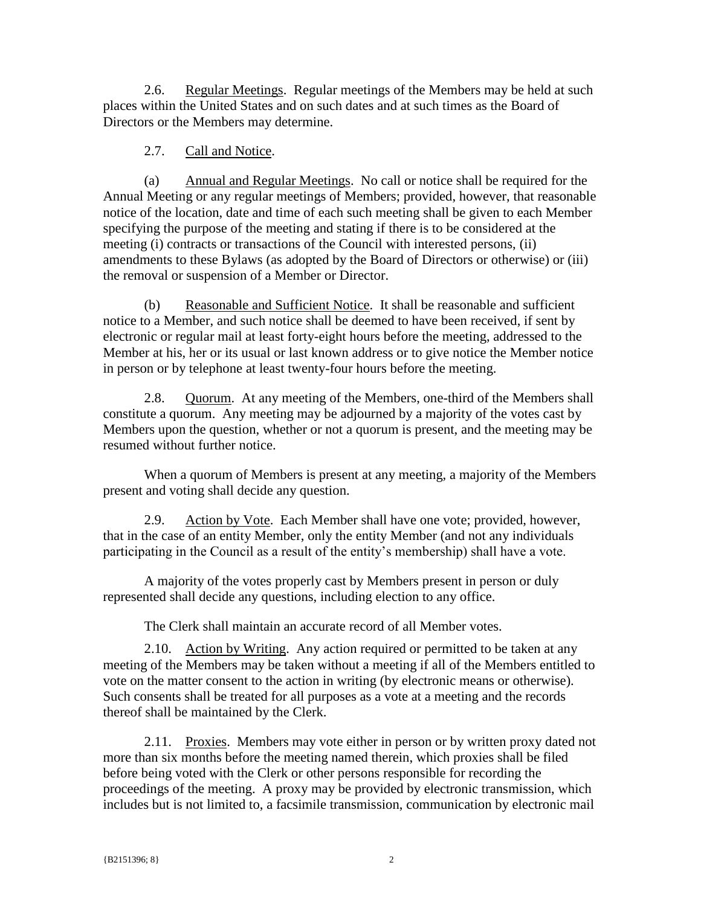2.6. <u>Regular Meetings</u>. Regular meetings of the Members may be held at such places within the United States and on such dates and at such times as the Board of Directors or the Members may determine.

2.7. <u>Call and Notice</u>.

(a) <u>Annual and Regular Meetings</u>. No call or notice shall be required for the Annual Meeting or any regular meetings of Members; provided, however, that reasonable notice of the location, date and time of each such meeting shall be given to each Member specifying the purpose of the meeting and stating if there is to be considered at the meeting (i) contracts or transactions of the Council with interested persons, (ii) amendments to these Bylaws (as adopted by the Board of Directors or otherwise) or (iii) the removal or suspension of a Member or Director.

(b) <u>Reasonable and Sufficient Notice</u>. It shall be reasonable and sufficient notice to a Member, and such notice shall be deemed to have been received, if sent by electronic or regular mail at least forty-eight hours before the meeting, addressed to the Member at his, her or its usual or last known address or to give notice the Member notice in person or by telephone at least twenty-four hours before the meeting.

2.8. <u>Quorum</u>. At any meeting of the Members, one-third of the Members shall constitute a quorum. Any meeting may be adjourned by a majority of the votes cast by Members upon the question, whether or not a quorum is present, and the meeting may be resumed without further notice.

When a quorum of Members is present at any meeting, a majority of the Members present and voting shall decide any question.

2.9. <u>Action by Vote</u>. Each Member shall have one vote; provided, however, that in the case of an entity Member, only the entity Member (and not any individuals participating in the Council as a result of the entity's membership) shall have a vote.

A majority of the votes properly cast by Members present in person or duly represented shall decide any questions, including election to any office.

The Clerk shall maintain an accurate record of all Member votes.

2.10. <u>Action by Writing</u>. Any action required or permitted to be taken at any meeting of the Members may be taken without a meeting if all of the Members entitled to vote on the matter consent to the action in writing (by electronic means or otherwise). Such consents shall be treated for all purposes as a vote at a meeting and the records thereof shall be maintained by the Clerk.

2.11. <u>Proxies</u>. Members may vote either in person or by written proxy dated not more than six months before the meeting named therein, which proxies shall be filed before being voted with the Clerk or other persons responsible for recording the proceedings of the meeting. A proxy may be provided by electronic transmission, which includes but is not limited to, a facsimile transmission, communication by electronic mail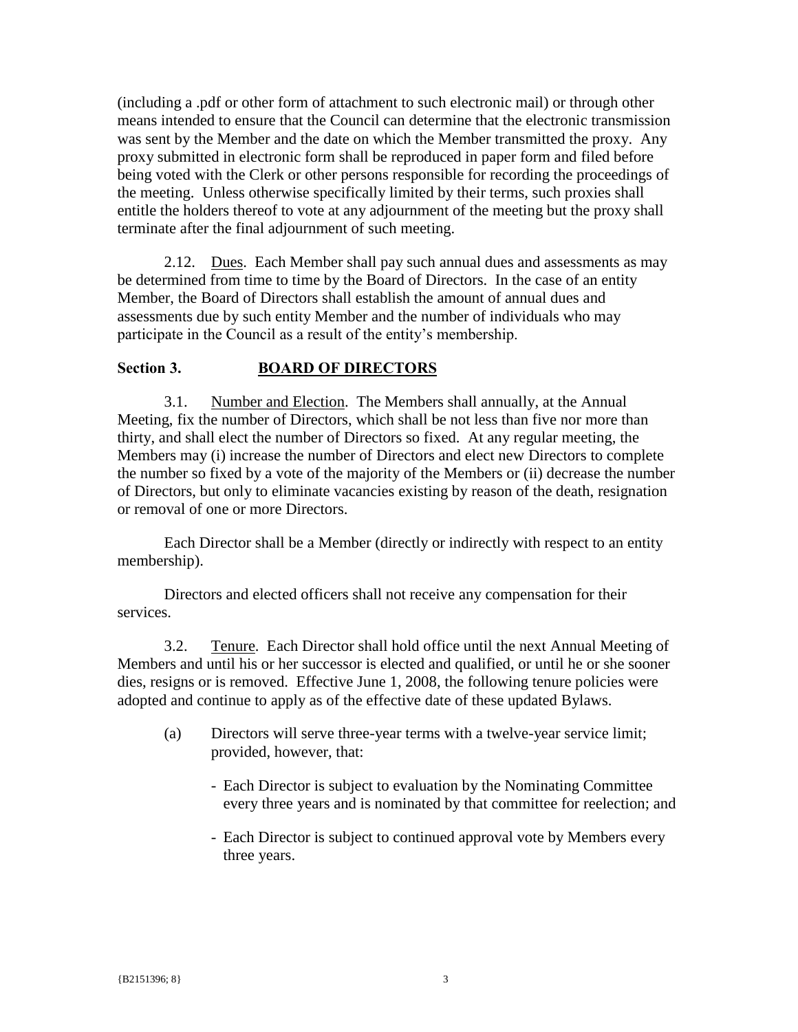(including a .pdf or other form of attachment to such electronic mail) or through other means intended to ensure that the Council can determine that the electronic transmission was sent by the Member and the date on which the Member transmitted the proxy. Any proxy submitted in electronic form shall be reproduced in paper form and filed before being voted with the Clerk or other persons responsible for recording the proceedings of the meeting. Unless otherwise specifically limited by their terms, such proxies shall entitle the holders thereof to vote at any adjournment of the meeting but the proxy shall terminate after the final adjournment of such meeting.

2.12. Dues. Each Member shall pay such annual dues and assessments as may be determined from time to time by the Board of Directors. In the case of an entity Member, the Board of Directors shall establish the amount of annual dues and assessments due by such entity Member and the number of individuals who may participate in the Council as a result of the entity's membership.

## Section 3. BOARD OF DIRECTORS

3.1. Number and Election. The Members shall annually, at the Annual Meeting, fix the number of Directors, which shall be not less than five nor more than thirty, and shall elect the number of Directors so fixed. At any regular meeting, the Members may (i) increase the number of Directors and elect new Directors to complete the number so fixed by a vote of the majority of the Members or (ii) decrease the number of Directors, but only to eliminate vacancies existing by reason of the death, resignation or removal of one or more Directors.

Each Director shall be a Member (directly or indirectly with respect to an entity membership).

Directors and elected officers shall not receive any compensation for their services.

3.2. Tenure. Each Director shall hold office until the next Annual Meeting of Members and until his or her successor is elected and qualified, or until he or she sooner dies, resigns or is removed. Effective June 1, 2008, the following tenure policies were adopted and continue to apply as of the effective date of these updated Bylaws.

(a) Directors will serve three-year terms with a twelve-year service limit; provided, however, that:

- Each Director is subject to evaluation by the Nominating Committee every three years and is nominated by that committee for reelection; and
- Each Director is subject to continued approval vote by Members every three years.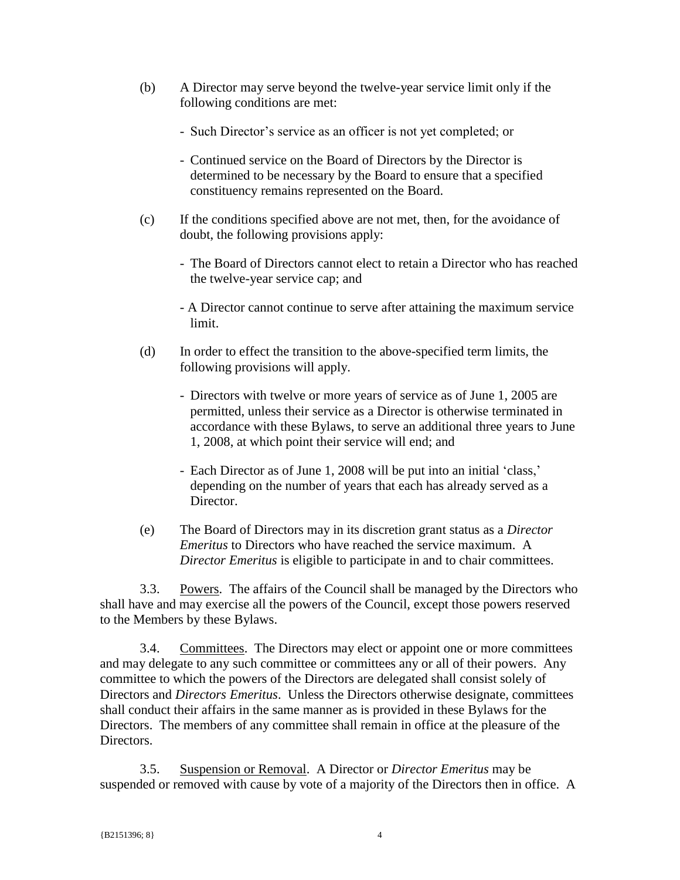(b) A Director may serve beyond the twelve-year service limit only if the following conditions are met:

- Such Director's service as an officer is not yet completed; or
- Continued service on the Board of Directors by the Director is determined to be necessary by the Board to ensure that a specified constituency remains represented on the Board.

(c) If the conditions specified above are not met, then, for the avoidance of doubt, the following provisions apply:

- The Board of Directors cannot elect to retain a Director who has reached the twelve-year service cap; and
- A Director cannot continue to serve after attaining the maximum service limit.

(d) In order to effect the transition to the above-specified term limits, the following provisions will apply.

- Directors with twelve or more years of service as of June 1, 2005 are permitted, unless their service as a Director is otherwise terminated in accordance with these Bylaws, to serve an additional three years to June 1, 2008, at which point their service will end; and
- Each Director as of June 1, 2008 will be put into an initial 'class,' depending on the number of years that each has already served as a Director.

(e) The Board of Directors may in its discretion grant status as a *Director Emeritus* to Directors who have reached the service maximum. A *Director Emeritus* is eligible to participate in and to chair committees.

3.3. Powers. The affairs of the Council shall be managed by the Directors who shall have and may exercise all the powers of the Council, except those powers reserved to the Members by these Bylaws.

3.4. Committees. The Directors may elect or appoint one or more committees and may delegate to any such committee or committees any or all of their powers. Any committee to which the powers of the Directors are delegated shall consist solely of Directors and *Directors Emeritus*. Unless the Directors otherwise designate, committees shall conduct their affairs in the same manner as is provided in these Bylaws for the Directors. The members of any committee shall remain in office at the pleasure of the Directors.

3.5. Suspension or Removal. A Director or *Director Emeritus* may be suspended or removed with cause by vote of a majority of the Directors then in office. A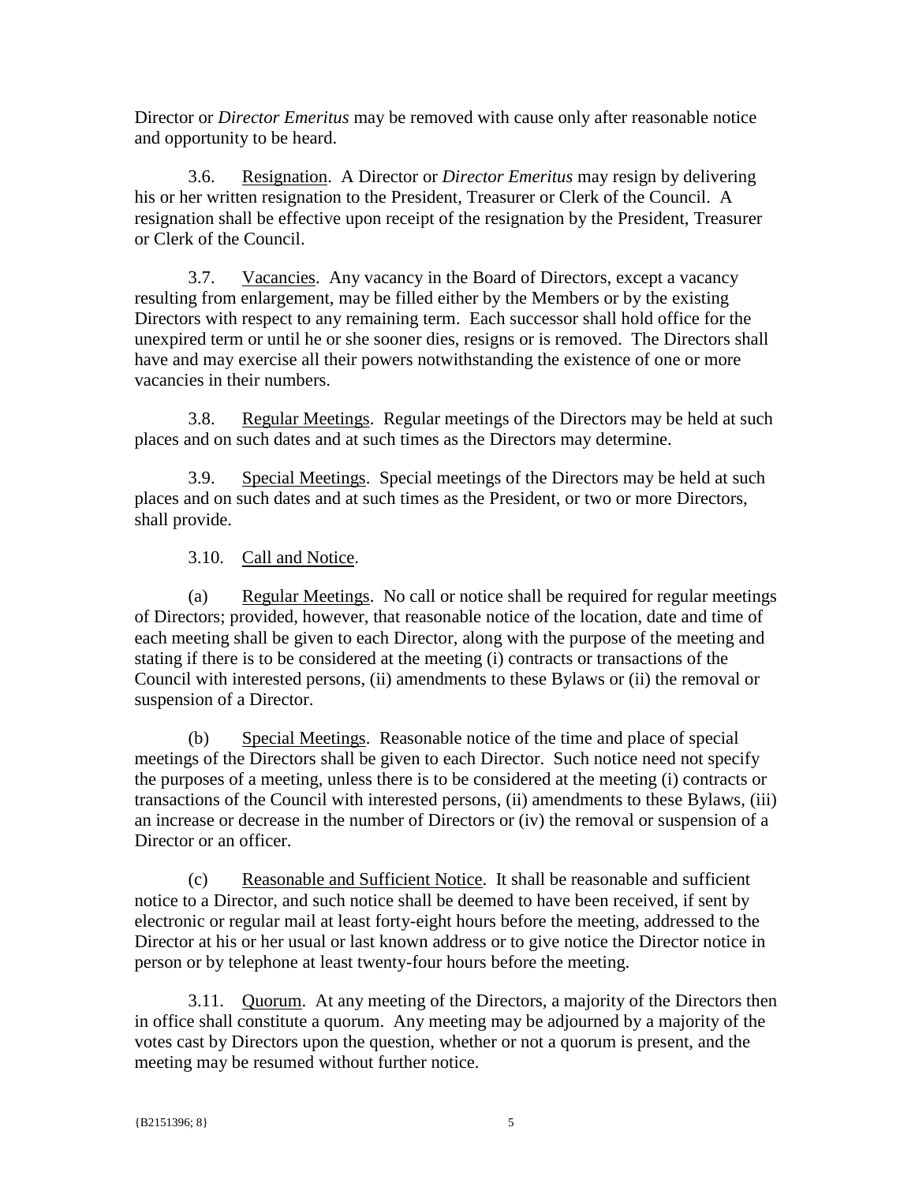Director or *Director Emeritus* may be removed with cause only after reasonable notice and opportunity to be heard.

3.6. Resignation. A Director or *Director Emeritus* may resign by delivering his or her written resignation to the President, Treasurer or Clerk of the Council. A resignation shall be effective upon receipt of the resignation by the President, Treasurer or Clerk of the Council.

3.7. Vacancies. Any vacancy in the Board of Directors, except a vacancy resulting from enlargement, may be filled either by the Members or by the existing Directors with respect to any remaining term. Each successor shall hold office for the unexpired term or until he or she sooner dies, resigns or is removed. The Directors shall have and may exercise all their powers notwithstanding the existence of one or more vacancies in their numbers.

3.8. Regular Meetings. Regular meetings of the Directors may be held at such places and on such dates and at such times as the Directors may determine.

3.9. Special Meetings. Special meetings of the Directors may be held at such places and on such dates and at such times as the President, or two or more Directors, shall provide.

3.10. Call and Notice.

(a) Regular Meetings. No call or notice shall be required for regular meetings of Directors; provided, however, that reasonable notice of the location, date and time of each meeting shall be given to each Director, along with the purpose of the meeting and stating if there is to be considered at the meeting (i) contracts or transactions of the Council with interested persons, (ii) amendments to these Bylaws or (ii) the removal or suspension of a Director.

(b) Special Meetings. Reasonable notice of the time and place of special meetings of the Directors shall be given to each Director. Such notice need not specify the purposes of a meeting, unless there is to be considered at the meeting (i) contracts or transactions of the Council with interested persons, (ii) amendments to these Bylaws, (iii) an increase or decrease in the number of Directors or (iv) the removal or suspension of a Director or an officer.

(c) Reasonable and Sufficient Notice. It shall be reasonable and sufficient notice to a Director, and such notice shall be deemed to have been received, if sent by electronic or regular mail at least forty-eight hours before the meeting, addressed to the Director at his or her usual or last known address or to give notice the Director notice in person or by telephone at least twenty-four hours before the meeting.

3.11. Quorum. At any meeting of the Directors, a majority of the Directors then in office shall constitute a quorum. Any meeting may be adjourned by a majority of the votes cast by Directors upon the question, whether or not a quorum is present, and the meeting may be resumed without further notice.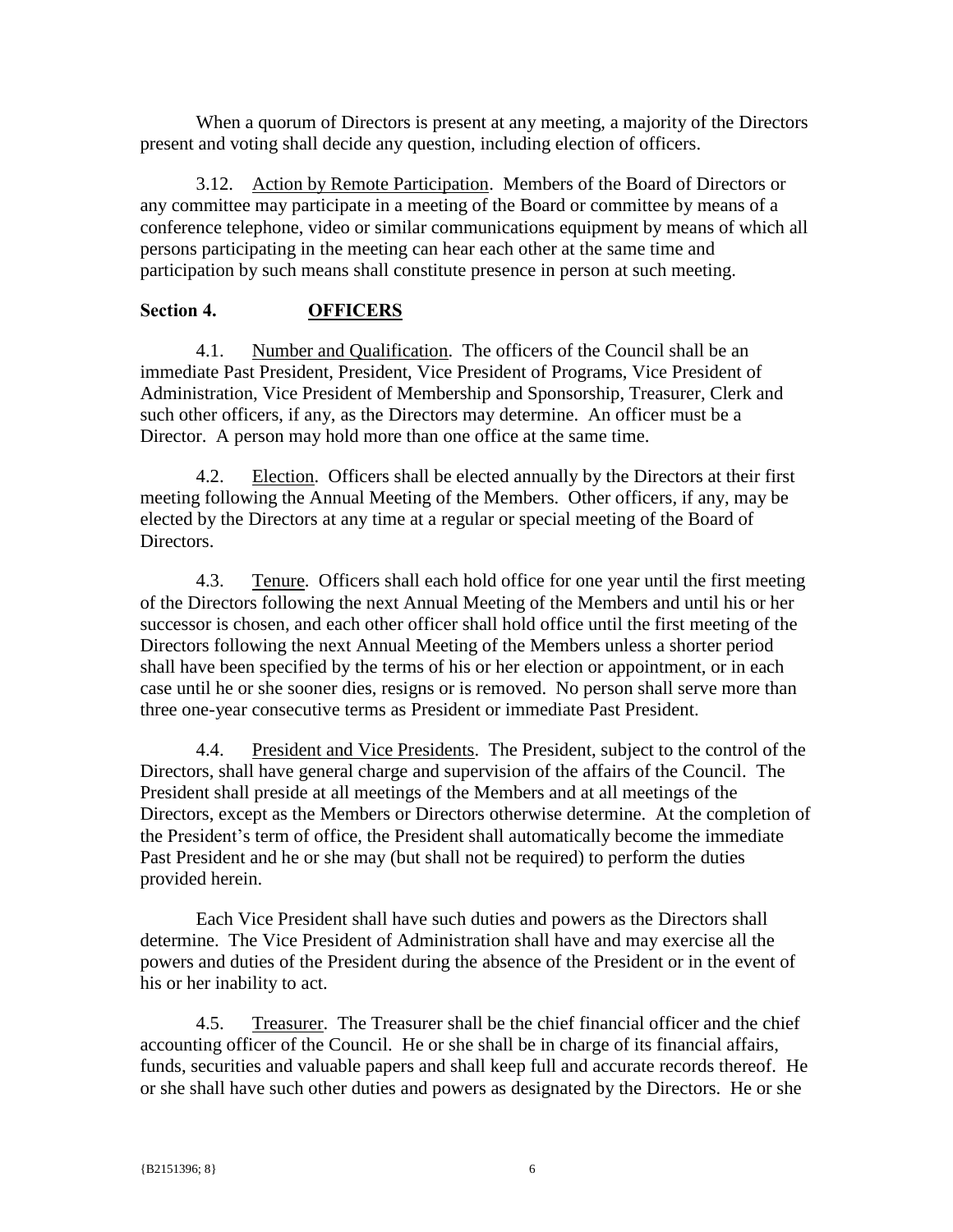When a quorum of Directors is present at any meeting, a majority of the Directors present and voting shall decide any question, including election of officers.

3.12. Action by Remote Participation. Members of the Board of Directors or any committee may participate in a meeting of the Board or committee by means of a conference telephone, video or similar communications equipment by means of which all persons participating in the meeting can hear each other at the same time and participation by such means shall constitute presence in person at such meeting.

## Section 4. OFFICERS

4.1. Number and Qualification. The officers of the Council shall be an immediate Past President, President, Vice President of Programs, Vice President of Administration, Vice President of Membership and Sponsorship, Treasurer, Clerk and such other officers, if any, as the Directors may determine. An officer must be a Director. A person may hold more than one office at the same time.

4.2. Election. Officers shall be elected annually by the Directors at their first meeting following the Annual Meeting of the Members. Other officers, if any, may be elected by the Directors at any time at a regular or special meeting of the Board of Directors.

4.3. Tenure. Officers shall each hold office for one year until the first meeting of the Directors following the next Annual Meeting of the Members and until his or her successor is chosen, and each other officer shall hold office until the first meeting of the Directors following the next Annual Meeting of the Members unless a shorter period shall have been specified by the terms of his or her election or appointment, or in each case until he or she sooner dies, resigns or is removed. No person shall serve more than three one-year consecutive terms as President or immediate Past President.

4.4. President and Vice Presidents. The President, subject to the control of the Directors, shall have general charge and supervision of the affairs of the Council. The President shall preside at all meetings of the Members and at all meetings of the Directors, except as the Members or Directors otherwise determine. At the completion of the President's term of office, the President shall automatically become the immediate Past President and he or she may (but shall not be required) to perform the duties provided herein.

Each Vice President shall have such duties and powers as the Directors shall determine. The Vice President of Administration shall have and may exercise all the powers and duties of the President during the absence of the President or in the event of his or her inability to act.

4.5. Treasurer. The Treasurer shall be the chief financial officer and the chief accounting officer of the Council. He or she shall be in charge of its financial affairs, funds, securities and valuable papers and shall keep full and accurate records thereof. He or she shall have such other duties and powers as designated by the Directors. He or she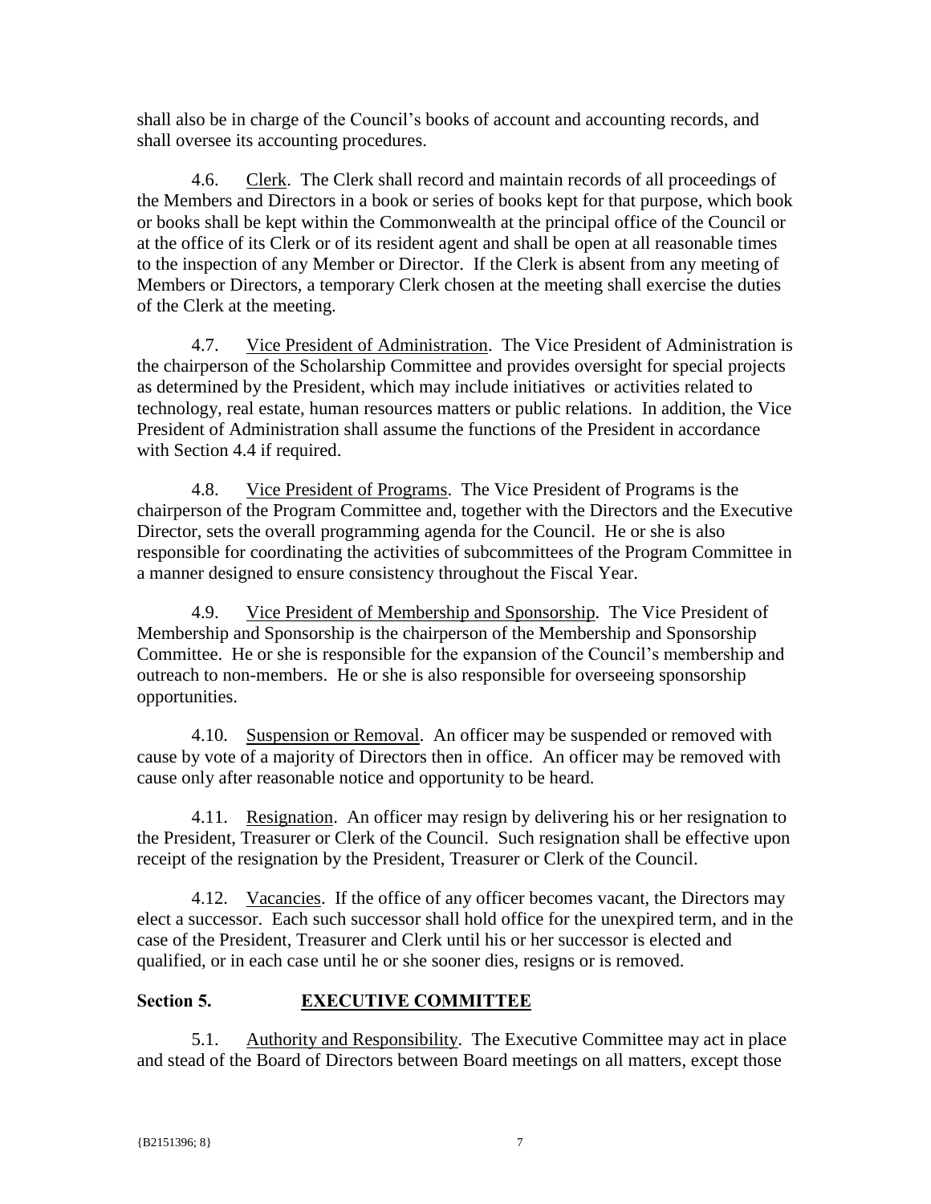shall also be in charge of the Council's books of account and accounting records, and shall oversee its accounting procedures.

4.6. Clerk. The Clerk shall record and maintain records of all proceedings of the Members and Directors in a book or series of books kept for that purpose, which book or books shall be kept within the Commonwealth at the principal office of the Council or at the office of its Clerk or of its resident agent and shall be open at all reasonable times to the inspection of any Member or Director. If the Clerk is absent from any meeting of Members or Directors, a temporary Clerk chosen at the meeting shall exercise the duties of the Clerk at the meeting.

4.7. Vice President of Administration. The Vice President of Administration is the chairperson of the Scholarship Committee and provides oversight for special projects as determined by the President, which may include initiatives or activities related to technology, real estate, human resources matters or public relations. In addition, the Vice President of Administration shall assume the functions of the President in accordance with Section 4.4 if required.

4.8. Vice President of Programs. The Vice President of Programs is the chairperson of the Program Committee and, together with the Directors and the Executive Director, sets the overall programming agenda for the Council. He or she is also responsible for coordinating the activities of subcommittees of the Program Committee in a manner designed to ensure consistency throughout the Fiscal Year.

4.9. Vice President of Membership and Sponsorship. The Vice President of Membership and Sponsorship is the chairperson of the Membership and Sponsorship Committee. He or she is responsible for the expansion of the Council's membership and outreach to non-members. He or she is also responsible for overseeing sponsorship opportunities.

4.10. Suspension or Removal. An officer may be suspended or removed with cause by vote of a majority of Directors then in office. An officer may be removed with cause only after reasonable notice and opportunity to be heard.

4.11. Resignation. An officer may resign by delivering his or her resignation to the President, Treasurer or Clerk of the Council. Such resignation shall be effective upon receipt of the resignation by the President, Treasurer or Clerk of the Council.

4.12. Vacancies. If the office of any officer becomes vacant, the Directors may elect a successor. Each such successor shall hold office for the unexpired term, and in the case of the President, Treasurer and Clerk until his or her successor is elected and qualified, or in each case until he or she sooner dies, resigns or is removed.

## Section 5. EXECUTIVE COMMITTEE

5.1. Authority and Responsibility. The Executive Committee may act in place and stead of the Board of Directors between Board meetings on all matters, except those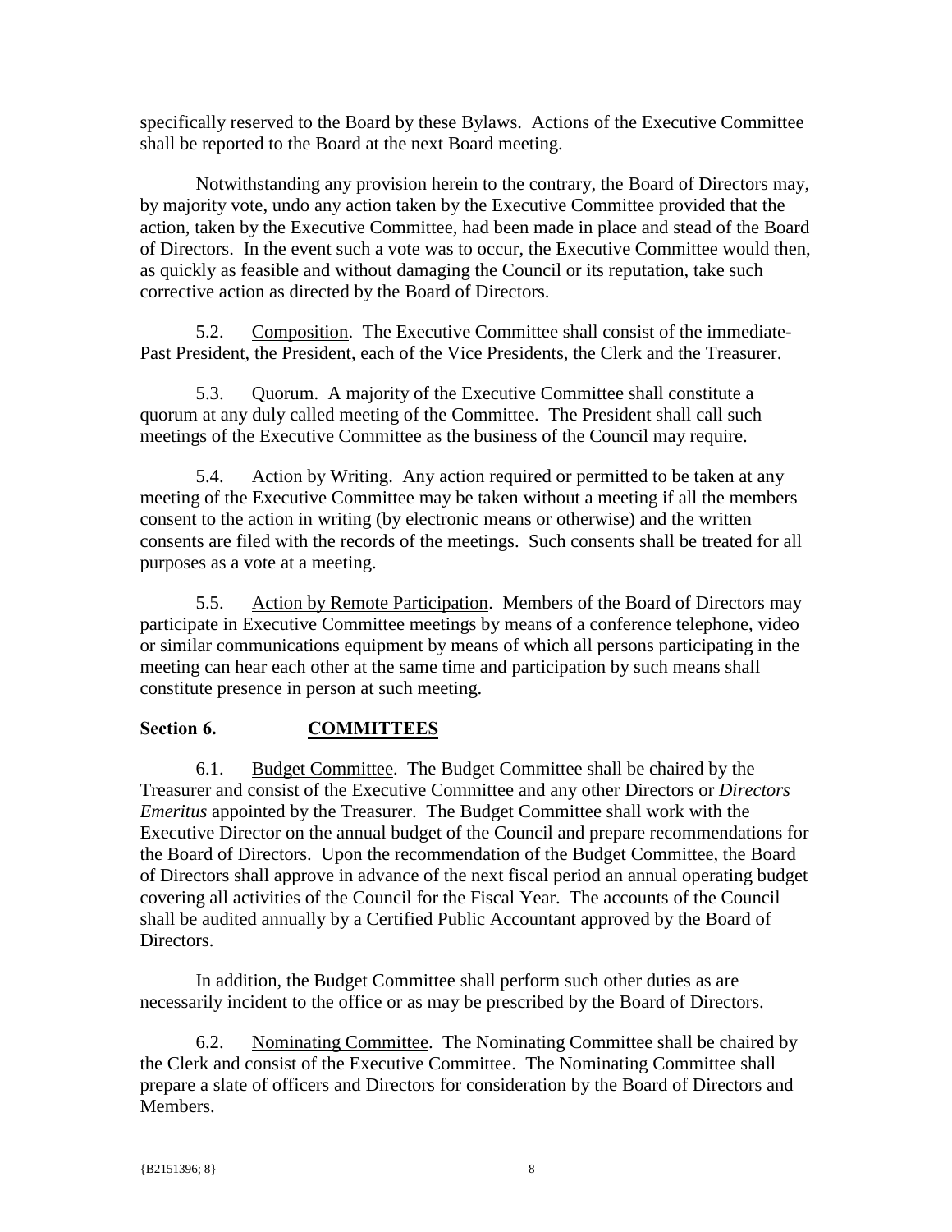specifically reserved to the Board by these Bylaws. Actions of the Executive Committee shall be reported to the Board at the next Board meeting.

Notwithstanding any provision herein to the contrary, the Board of Directors may, by majority vote, undo any action taken by the Executive Committee provided that the action, taken by the Executive Committee, had been made in place and stead of the Board of Directors. In the event such a vote was to occur, the Executive Committee would then, as quickly as feasible and without damaging the Council or its reputation, take such corrective action as directed by the Board of Directors.

5.2. Composition. The Executive Committee shall consist of the immediate-Past President, the President, each of the Vice Presidents, the Clerk and the Treasurer.

5.3. Quorum. A majority of the Executive Committee shall constitute a quorum at any duly called meeting of the Committee. The President shall call such meetings of the Executive Committee as the business of the Council may require.

5.4. Action by Writing. Any action required or permitted to be taken at any meeting of the Executive Committee may be taken without a meeting if all the members consent to the action in writing (by electronic means or otherwise) and the written consents are filed with the records of the meetings. Such consents shall be treated for all purposes as a vote at a meeting.

5.5. Action by Remote Participation. Members of the Board of Directors may participate in Executive Committee meetings by means of a conference telephone, video or similar communications equipment by means of which all persons participating in the meeting can hear each other at the same time and participation by such means shall constitute presence in person at such meeting.

## Section 6. COMMITTEES

6.1. Budget Committee. The Budget Committee shall be chaired by the Treasurer and consist of the Executive Committee and any other Directors or *Directors Emeritus* appointed by the Treasurer. The Budget Committee shall work with the Executive Director on the annual budget of the Council and prepare recommendations for the Board of Directors. Upon the recommendation of the Budget Committee, the Board of Directors shall approve in advance of the next fiscal period an annual operating budget covering all activities of the Council for the Fiscal Year. The accounts of the Council shall be audited annually by a Certified Public Accountant approved by the Board of Directors.

In addition, the Budget Committee shall perform such other duties as are necessarily incident to the office or as may be prescribed by the Board of Directors.

6.2. Nominating Committee. The Nominating Committee shall be chaired by the Clerk and consist of the Executive Committee. The Nominating Committee shall prepare a slate of officers and Directors for consideration by the Board of Directors and Members.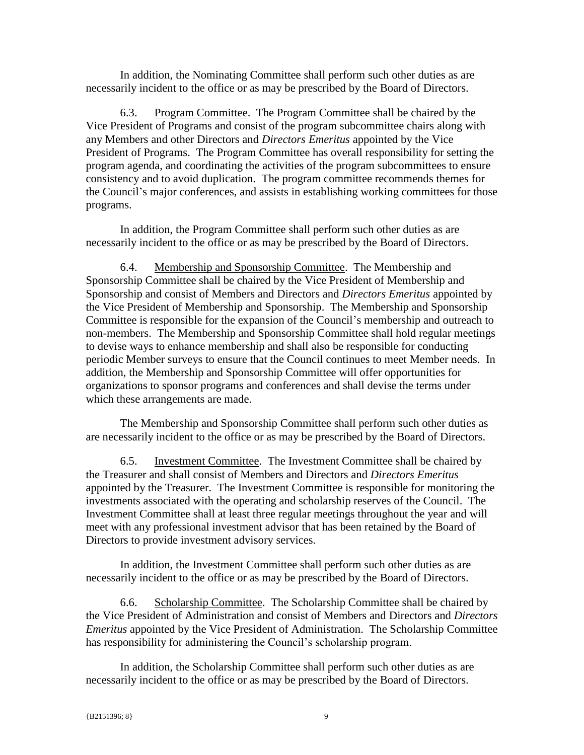In addition, the Nominating Committee shall perform such other duties as are necessarily incident to the office or as may be prescribed by the Board of Directors.

6.3. Program Committee. The Program Committee shall be chaired by the Vice President of Programs and consist of the program subcommittee chairs along with any Members and other Directors and *Directors Emeritus* appointed by the Vice President of Programs. The Program Committee has overall responsibility for setting the program agenda, and coordinating the activities of the program subcommittees to ensure consistency and to avoid duplication. The program committee recommends themes for the Council's major conferences, and assists in establishing working committees for those programs.

In addition, the Program Committee shall perform such other duties as are necessarily incident to the office or as may be prescribed by the Board of Directors.

6.4. Membership and Sponsorship Committee. The Membership and Sponsorship Committee shall be chaired by the Vice President of Membership and Sponsorship and consist of Members and Directors and *Directors Emeritus* appointed by the Vice President of Membership and Sponsorship. The Membership and Sponsorship Committee is responsible for the expansion of the Council's membership and outreach to non-members. The Membership and Sponsorship Committee shall hold regular meetings to devise ways to enhance membership and shall also be responsible for conducting periodic Member surveys to ensure that the Council continues to meet Member needs. In addition, the Membership and Sponsorship Committee will offer opportunities for organizations to sponsor programs and conferences and shall devise the terms under which these arrangements are made.

The Membership and Sponsorship Committee shall perform such other duties as are necessarily incident to the office or as may be prescribed by the Board of Directors.

6.5. Investment Committee. The Investment Committee shall be chaired by the Treasurer and shall consist of Members and Directors and *Directors Emeritus* appointed by the Treasurer. The Investment Committee is responsible for monitoring the investments associated with the operating and scholarship reserves of the Council. The Investment Committee shall at least three regular meetings throughout the year and will meet with any professional investment advisor that has been retained by the Board of Directors to provide investment advisory services.

In addition, the Investment Committee shall perform such other duties as are necessarily incident to the office or as may be prescribed by the Board of Directors.

6.6. Scholarship Committee. The Scholarship Committee shall be chaired by the Vice President of Administration and consist of Members and Directors and *Directors Emeritus* appointed by the Vice President of Administration. The Scholarship Committee has responsibility for administering the Council's scholarship program.

In addition, the Scholarship Committee shall perform such other duties as are necessarily incident to the office or as may be prescribed by the Board of Directors.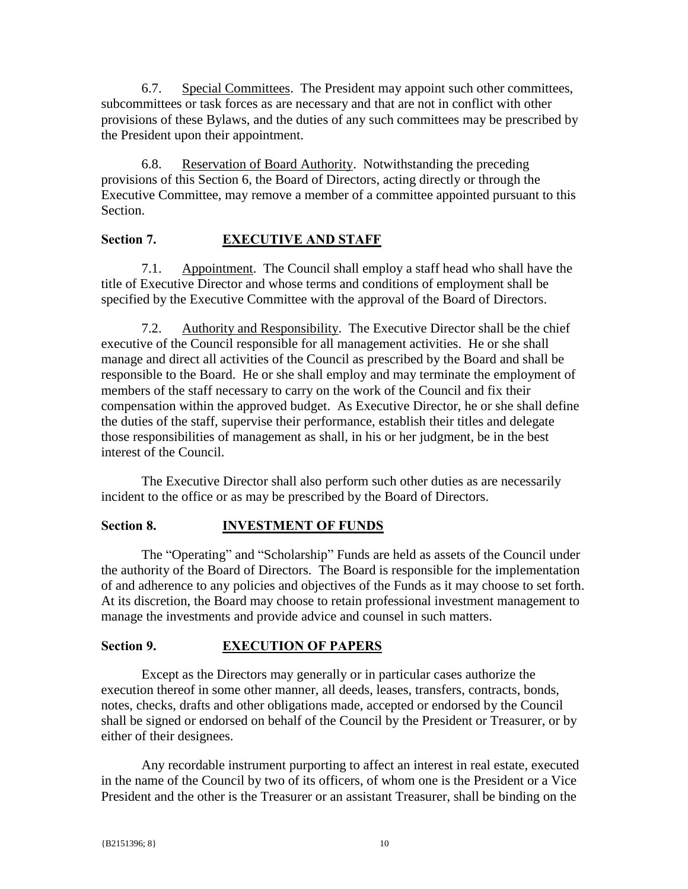6.7. Special Committees. The President may appoint such other committees, subcommittees or task forces as are necessary and that are not in conflict with other provisions of these Bylaws, and the duties of any such committees may be prescribed by the President upon their appointment.

6.8. Reservation of Board Authority. Notwithstanding the preceding provisions of this Section 6, the Board of Directors, acting directly or through the Executive Committee, may remove a member of a committee appointed pursuant to this Section.

## Section 7. EXECUTIVE AND STAFF

7.1. Appointment. The Council shall employ a staff head who shall have the title of Executive Director and whose terms and conditions of employment shall be specified by the Executive Committee with the approval of the Board of Directors.

7.2. Authority and Responsibility. The Executive Director shall be the chief executive of the Council responsible for all management activities. He or she shall manage and direct all activities of the Council as prescribed by the Board and shall be responsible to the Board. He or she shall employ and may terminate the employment of members of the staff necessary to carry on the work of the Council and fix their compensation within the approved budget. As Executive Director, he or she shall define the duties of the staff, supervise their performance, establish their titles and delegate those responsibilities of management as shall, in his or her judgment, be in the best interest of the Council.

The Executive Director shall also perform such other duties as are necessarily incident to the office or as may be prescribed by the Board of Directors.

## Section 8. INVESTMENT OF FUNDS

The "Operating" and "Scholarship" Funds are held as assets of the Council under the authority of the Board of Directors. The Board is responsible for the implementation of and adherence to any policies and objectives of the Funds as it may choose to set forth. At its discretion, the Board may choose to retain professional investment management to manage the investments and provide advice and counsel in such matters.

## Section 9. EXECUTION OF PAPERS

Except as the Directors may generally or in particular cases authorize the execution thereof in some other manner, all deeds, leases, transfers, contracts, bonds, notes, checks, drafts and other obligations made, accepted or endorsed by the Council shall be signed or endorsed on behalf of the Council by the President or Treasurer, or by either of their designees.

Any recordable instrument purporting to affect an interest in real estate, executed in the name of the Council by two of its officers, of whom one is the President or a Vice President and the other is the Treasurer or an assistant Treasurer, shall be binding on the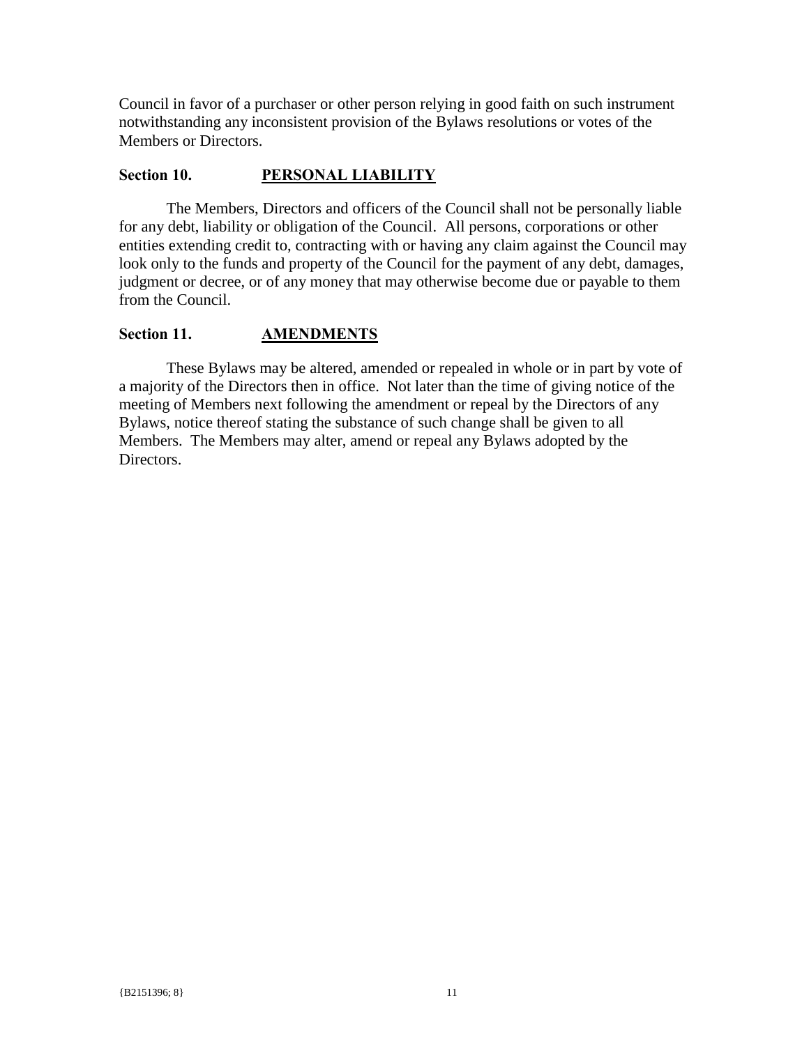Council in favor of a purchaser or other person relying in good faith on such instrument notwithstanding any inconsistent provision of the Bylaws resolutions or votes of the Members or Directors.

### Section 10. PERSONAL LIABILITY

The Members, Directors and officers of the Council shall not be personally liable for any debt, liability or obligation of the Council. All persons, corporations or other entities extending credit to, contracting with or having any claim against the Council may look only to the funds and property of the Council for the payment of any debt, damages, judgment or decree, or of any money that may otherwise become due or payable to them from the Council.

### Section 11. AMENDMENTS

These Bylaws may be altered, amended or repealed in whole or in part by vote of a majority of the Directors then in office. Not later than the time of giving notice of the meeting of Members next following the amendment or repeal by the Directors of any Bylaws, notice thereof stating the substance of such change shall be given to all Members. The Members may alter, amend or repeal any Bylaws adopted by the Directors.